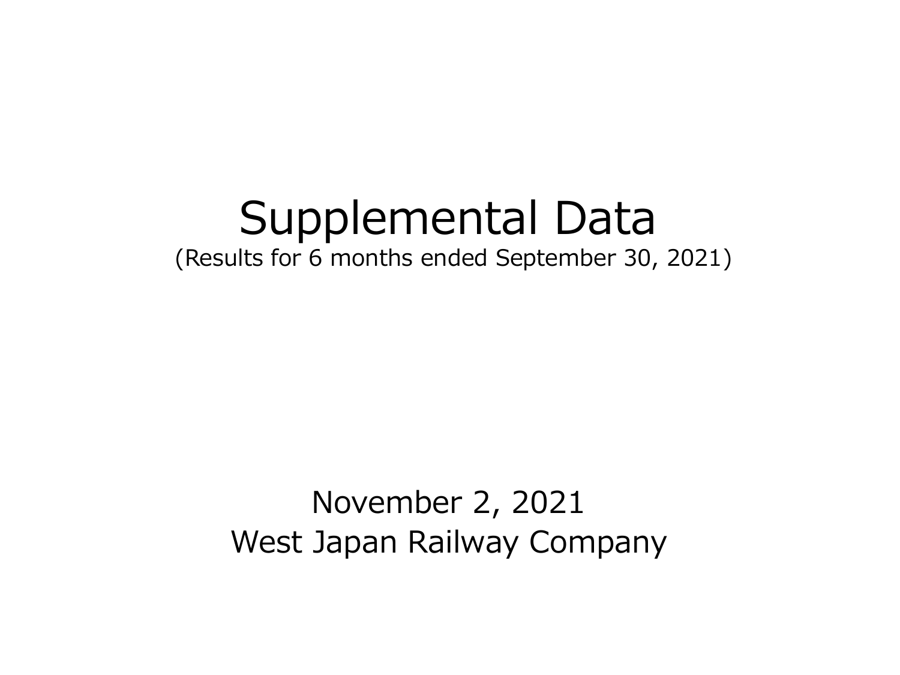# Supplemental Data

(Results for 6 months ended September 30, 2021)

November 2, 2021

West Japan Railway Company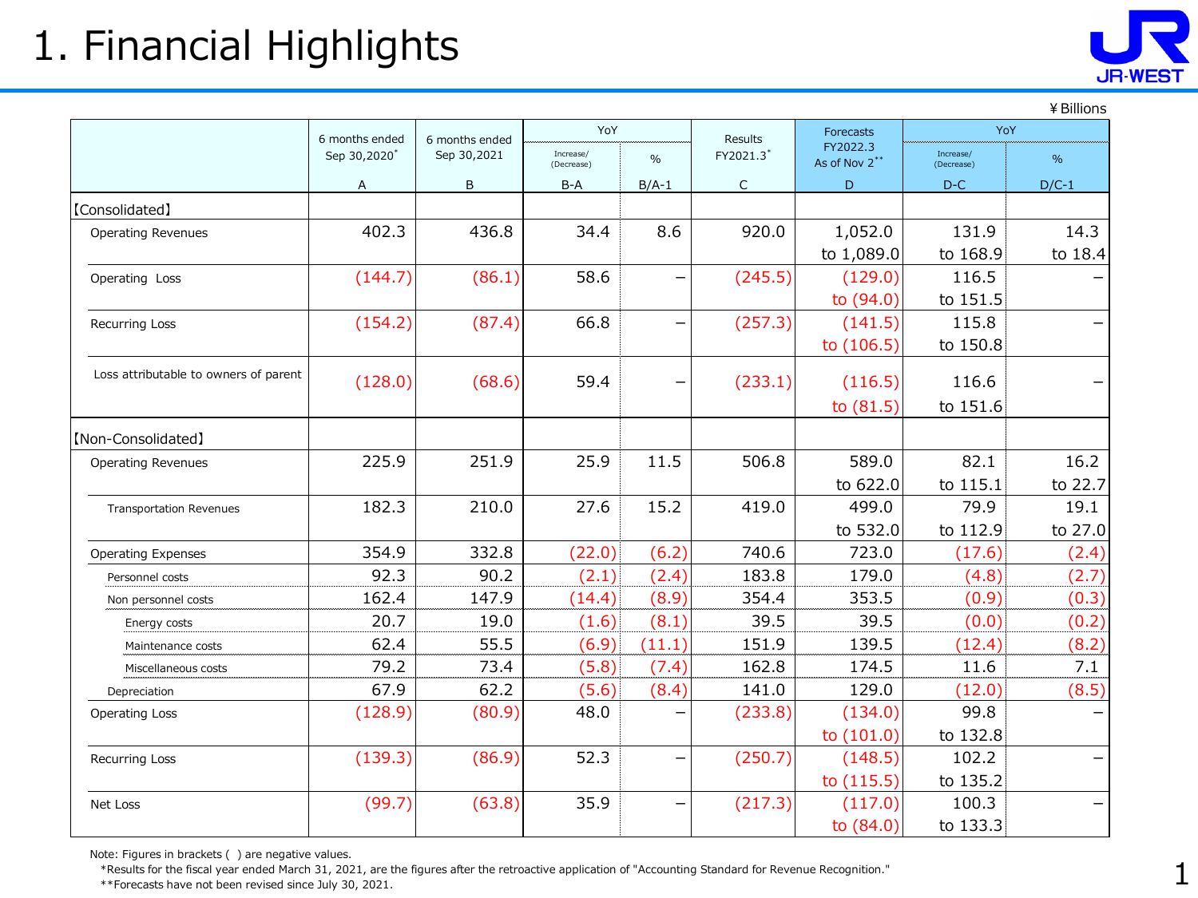# 1. Financial Highlights

¥Billions

| | 6 months ended Sep 30,2020* | 6 months ended Sep 30,2021 | YoY Increase/(Decrease) | YoY % | Results FY2021.3* | Forecasts FY2022.3 As of Nov 2** | YoY Increase/(Decrease) | YoY % |
|---|---|---|---|---|---|---|---|---|
| | A | B | B-A | B/A-1 | C | D | D-C | D/C-1 |
| 【Consolidated】 | | | | | | | | |
| Operating Revenues | 402.3 | 436.8 | 34.4 | 8.6 | 920.0 | 1,052.0 to 1,089.0 | 131.9 to 168.9 | 14.3 to 18.4 |
| Operating Loss | (144.7) | (86.1) | 58.6 | – | (245.5) | (129.0) to (94.0) | 116.5 to 151.5 | – |
| Recurring Loss | (154.2) | (87.4) | 66.8 | – | (257.3) | (141.5) to (106.5) | 115.8 to 150.8 | – |
| Loss attributable to owners of parent | (128.0) | (68.6) | 59.4 | – | (233.1) | (116.5) to (81.5) | 116.6 to 151.6 | – |
| 【Non-Consolidated】 | | | | | | | | |
| Operating Revenues | 225.9 | 251.9 | 25.9 | 11.5 | 506.8 | 589.0 to 622.0 | 82.1 to 115.1 | 16.2 to 22.7 |
| Transportation Revenues | 182.3 | 210.0 | 27.6 | 15.2 | 419.0 | 499.0 to 532.0 | 79.9 to 112.9 | 19.1 to 27.0 |
| Operating Expenses | 354.9 | 332.8 | (22.0) | (6.2) | 740.6 | 723.0 | (17.6) | (2.4) |
| Personnel costs | 92.3 | 90.2 | (2.1) | (2.4) | 183.8 | 179.0 | (4.8) | (2.7) |
| Non personnel costs | 162.4 | 147.9 | (14.4) | (8.9) | 354.4 | 353.5 | (0.9) | (0.3) |
| Energy costs | 20.7 | 19.0 | (1.6) | (8.1) | 39.5 | 39.5 | (0.0) | (0.2) |
| Maintenance costs | 62.4 | 55.5 | (6.9) | (11.1) | 151.9 | 139.5 | (12.4) | (8.2) |
| Miscellaneous costs | 79.2 | 73.4 | (5.8) | (7.4) | 162.8 | 174.5 | 11.6 | 7.1 |
| Depreciation | 67.9 | 62.2 | (5.6) | (8.4) | 141.0 | 129.0 | (12.0) | (8.5) |
| Operating Loss | (128.9) | (80.9) | 48.0 | – | (233.8) | (134.0) to (101.0) | 99.8 to 132.8 | – |
| Recurring Loss | (139.3) | (86.9) | 52.3 | – | (250.7) | (148.5) to (115.5) | 102.2 to 135.2 | – |
| Net Loss | (99.7) | (63.8) | 35.9 | – | (217.3) | (117.0) to (84.0) | 100.3 to 133.3 | – |

Note: Figures in brackets ( ) are negative values.
*Results for the fiscal year ended March 31, 2021, are the figures after the retroactive application of "Accounting Standard for Revenue Recognition."
**Forecasts have not been revised since July 30, 2021.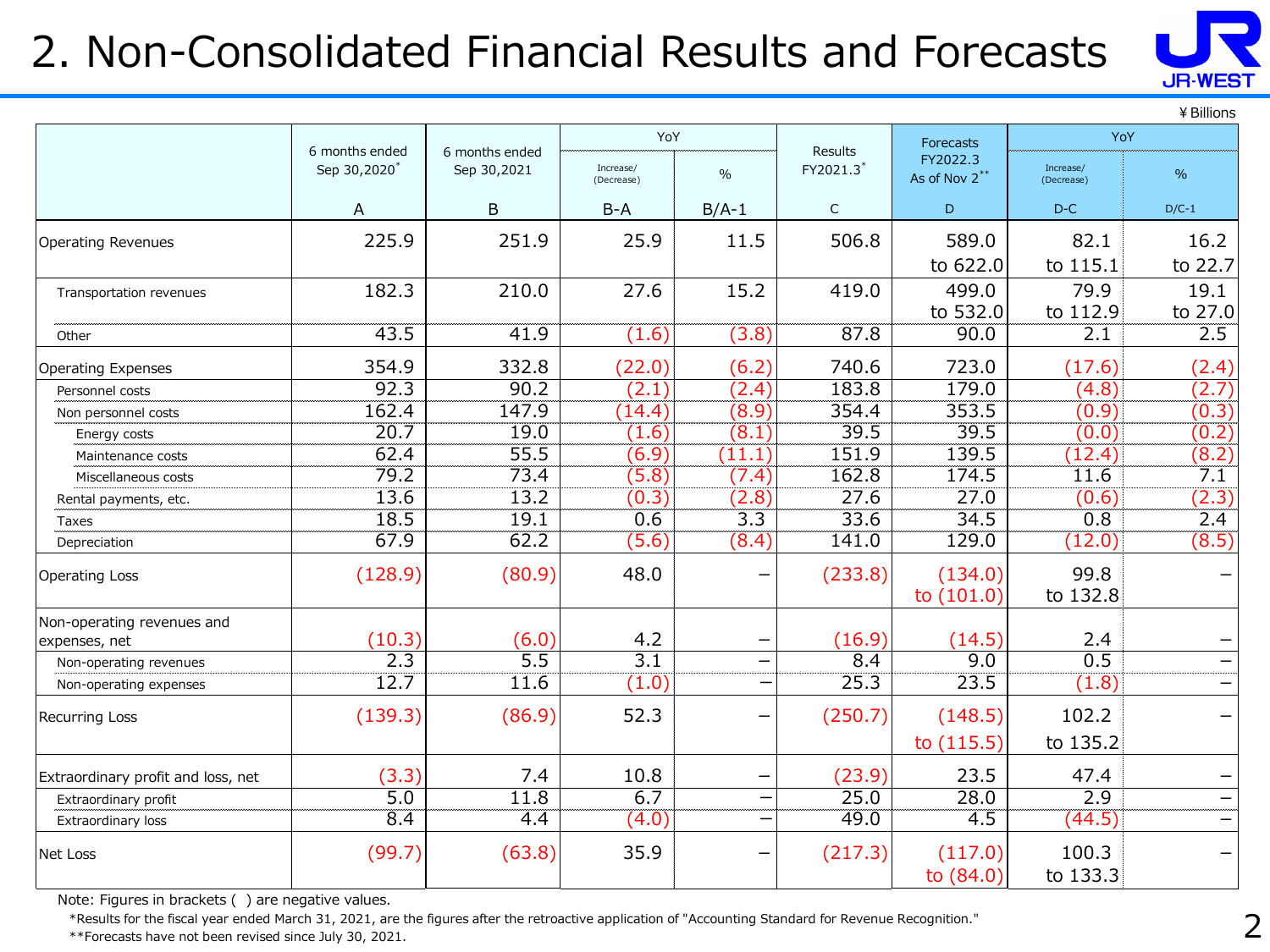# 2. Non-Consolidated Financial Results and Forecasts

¥Billions

| | 6 months ended Sep 30,2020* | 6 months ended Sep 30,2021 | YoY | | Results FY2021.3* | Forecasts FY2022.3 As of Nov 2** | YoY | |
|---|---|---|---|---|---|---|---|---|
| | | | Increase/ (Decrease) | % | | | Increase/ (Decrease) | % |
| | A | B | B-A | B/A-1 | C | D | D-C | D/C-1 |
| Operating Revenues | 225.9 | 251.9 | 25.9 | 11.5 | 506.8 | 589.0 to 622.0 | 82.1 to 115.1 | 16.2 to 22.7 |
| Transportation revenues | 182.3 | 210.0 | 27.6 | 15.2 | 419.0 | 499.0 to 532.0 | 79.9 to 112.9 | 19.1 to 27.0 |
| Other | 43.5 | 41.9 | (1.6) | (3.8) | 87.8 | 90.0 | 2.1 | 2.5 |
| Operating Expenses | 354.9 | 332.8 | (22.0) | (6.2) | 740.6 | 723.0 | (17.6) | (2.4) |
| Personnel costs | 92.3 | 90.2 | (2.1) | (2.4) | 183.8 | 179.0 | (4.8) | (2.7) |
| Non personnel costs | 162.4 | 147.9 | (14.4) | (8.9) | 354.4 | 353.5 | (0.9) | (0.3) |
| Energy costs | 20.7 | 19.0 | (1.6) | (8.1) | 39.5 | 39.5 | (0.0) | (0.2) |
| Maintenance costs | 62.4 | 55.5 | (6.9) | (11.1) | 151.9 | 139.5 | (12.4) | (8.2) |
| Miscellaneous costs | 79.2 | 73.4 | (5.8) | (7.4) | 162.8 | 174.5 | 11.6 | 7.1 |
| Rental payments, etc. | 13.6 | 13.2 | (0.3) | (2.8) | 27.6 | 27.0 | (0.6) | (2.3) |
| Taxes | 18.5 | 19.1 | 0.6 | 3.3 | 33.6 | 34.5 | 0.8 | 2.4 |
| Depreciation | 67.9 | 62.2 | (5.6) | (8.4) | 141.0 | 129.0 | (12.0) | (8.5) |
| Operating Loss | (128.9) | (80.9) | 48.0 | – | (233.8) | (134.0) to (101.0) | 99.8 to 132.8 | – |
| Non-operating revenues and expenses, net | (10.3) | (6.0) | 4.2 | – | (16.9) | (14.5) | 2.4 | – |
| Non-operating revenues | 2.3 | 5.5 | 3.1 | – | 8.4 | 9.0 | 0.5 | – |
| Non-operating expenses | 12.7 | 11.6 | (1.0) | – | 25.3 | 23.5 | (1.8) | – |
| Recurring Loss | (139.3) | (86.9) | 52.3 | – | (250.7) | (148.5) to (115.5) | 102.2 to 135.2 | – |
| Extraordinary profit and loss, net | (3.3) | 7.4 | 10.8 | – | (23.9) | 23.5 | 47.4 | – |
| Extraordinary profit | 5.0 | 11.8 | 6.7 | – | 25.0 | 28.0 | 2.9 | – |
| Extraordinary loss | 8.4 | 4.4 | (4.0) | – | 49.0 | 4.5 | (44.5) | – |
| Net Loss | (99.7) | (63.8) | 35.9 | – | (217.3) | (117.0) to (84.0) | 100.3 to 133.3 | – |

Note: Figures in brackets ( ) are negative values.

*Results for the fiscal year ended March 31, 2021, are the figures after the retroactive application of "Accounting Standard for Revenue Recognition."

**Forecasts have not been revised since July 30, 2021.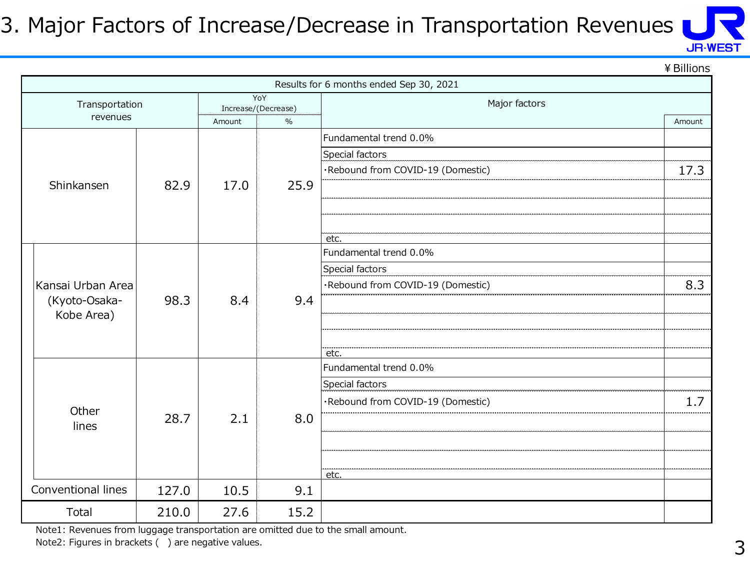# 3. Major Factors of Increase/Decrease in Transportation Revenues

¥ Billions

| Results for 6 months ended Sep 30, 2021 | | | | | | |
|---|---|---|---|---|---|---|
| Transportation revenues | | | YoY Increase/(Decrease) | | Major factors | |
| | | | Amount | % | | Amount |
| Shinkansen | | 82.9 | 17.0 | 25.9 | Fundamental trend 0.0% | |
| | | | | | Special factors | |
| | | | | | ･Rebound from COVID-19 (Domestic) | 17.3 |
| | | | | | etc. | |
| | Kansai Urban Area (Kyoto-Osaka-Kobe Area) | 98.3 | 8.4 | 9.4 | Fundamental trend 0.0% | |
| | | | | | Special factors | |
| | | | | | ･Rebound from COVID-19 (Domestic) | 8.3 |
| | | | | | etc. | |
| | Other lines | 28.7 | 2.1 | 8.0 | Fundamental trend 0.0% | |
| | | | | | Special factors | |
| | | | | | ･Rebound from COVID-19 (Domestic) | 1.7 |
| | | | | | etc. | |
| Conventional lines | | 127.0 | 10.5 | 9.1 | | |
| Total | | 210.0 | 27.6 | 15.2 | | |

Note1: Revenues from luggage transportation are omitted due to the small amount.
Note2: Figures in brackets ( ) are negative values.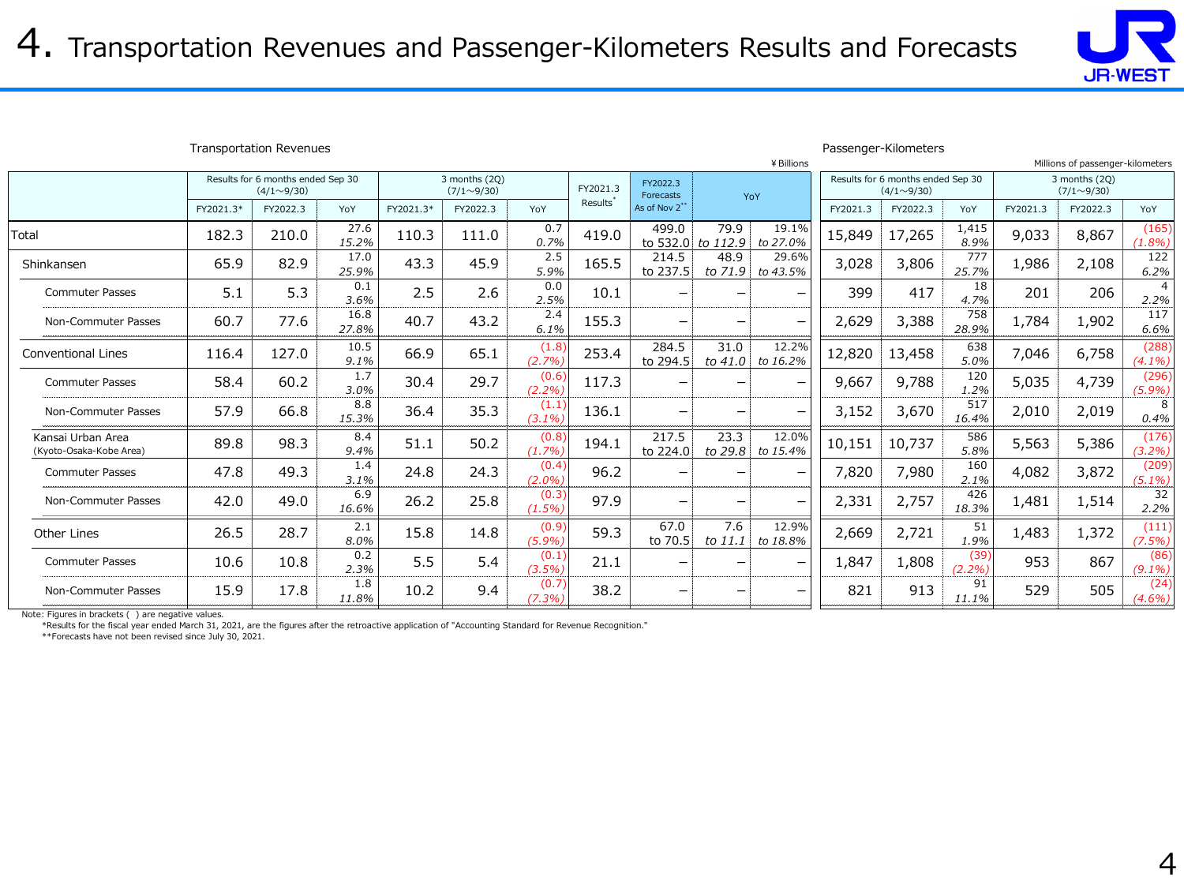# 4. Transportation Revenues and Passenger-Kilometers Results and Forecasts

Transportation Revenues

¥Billions

| | Results for 6 months ended Sep 30 (4/1～9/30) | | | 3 months (2Q) (7/1～9/30) | | | FY2021.3 Results* | FY2022.3 Forecasts As of Nov 2** | YoY | |
|---|---|---|---|---|---|---|---|---|---|---|
| | FY2021.3* | FY2022.3 | YoY | FY2021.3* | FY2022.3 | YoY | | | | |
| Total | 182.3 | 210.0 | 27.6 / 15.2% | 110.3 | 111.0 | 0.7 / 0.7% | 419.0 | 499.0 to 532.0 | 79.9 to 112.9 | 19.1% to 27.0% |
| Shinkansen | 65.9 | 82.9 | 17.0 / 25.9% | 43.3 | 45.9 | 2.5 / 5.9% | 165.5 | 214.5 to 237.5 | 48.9 to 71.9 | 29.6% to 43.5% |
| Commuter Passes | 5.1 | 5.3 | 0.1 / 3.6% | 2.5 | 2.6 | 0.0 / 2.5% | 10.1 | – | – | – |
| Non-Commuter Passes | 60.7 | 77.6 | 16.8 / 27.8% | 40.7 | 43.2 | 2.4 / 6.1% | 155.3 | – | – | – |
| Conventional Lines | 116.4 | 127.0 | 10.5 / 9.1% | 66.9 | 65.1 | (1.8) / (2.7%) | 253.4 | 284.5 to 294.5 | 31.0 to 41.0 | 12.2% to 16.2% |
| Commuter Passes | 58.4 | 60.2 | 1.7 / 3.0% | 30.4 | 29.7 | (0.6) / (2.2%) | 117.3 | – | – | – |
| Non-Commuter Passes | 57.9 | 66.8 | 8.8 / 15.3% | 36.4 | 35.3 | (1.1) / (3.1%) | 136.1 | – | – | – |
| Kansai Urban Area (Kyoto-Osaka-Kobe Area) | 89.8 | 98.3 | 8.4 / 9.4% | 51.1 | 50.2 | (0.8) / (1.7%) | 194.1 | 217.5 to 224.0 | 23.3 to 29.8 | 12.0% to 15.4% |
| Commuter Passes | 47.8 | 49.3 | 1.4 / 3.1% | 24.8 | 24.3 | (0.4) / (2.0%) | 96.2 | – | – | – |
| Non-Commuter Passes | 42.0 | 49.0 | 6.9 / 16.6% | 26.2 | 25.8 | (0.3) / (1.5%) | 97.9 | – | – | – |
| Other Lines | 26.5 | 28.7 | 2.1 / 8.0% | 15.8 | 14.8 | (0.9) / (5.9%) | 59.3 | 67.0 to 70.5 | 7.6 to 11.1 | 12.9% to 18.8% |
| Commuter Passes | 10.6 | 10.8 | 0.2 / 2.3% | 5.5 | 5.4 | (0.1) / (3.5%) | 21.1 | – | – | – |
| Non-Commuter Passes | 15.9 | 17.8 | 1.8 / 11.8% | 10.2 | 9.4 | (0.7) / (7.3%) | 38.2 | – | – | – |

Passenger-Kilometers

Millions of passenger-kilometers

| | Results for 6 months ended Sep 30 (4/1～9/30) | | | 3 months (2Q) (7/1～9/30) | | |
|---|---|---|---|---|---|---|
| | FY2021.3 | FY2022.3 | YoY | FY2021.3 | FY2022.3 | YoY |
| Total | 15,849 | 17,265 | 1,415 / 8.9% | 9,033 | 8,867 | (165) / (1.8%) |
| Shinkansen | 3,028 | 3,806 | 777 / 25.7% | 1,986 | 2,108 | 122 / 6.2% |
| Commuter Passes | 399 | 417 | 18 / 4.7% | 201 | 206 | 4 / 2.2% |
| Non-Commuter Passes | 2,629 | 3,388 | 758 / 28.9% | 1,784 | 1,902 | 117 / 6.6% |
| Conventional Lines | 12,820 | 13,458 | 638 / 5.0% | 7,046 | 6,758 | (288) / (4.1%) |
| Commuter Passes | 9,667 | 9,788 | 120 / 1.2% | 5,035 | 4,739 | (296) / (5.9%) |
| Non-Commuter Passes | 3,152 | 3,670 | 517 / 16.4% | 2,010 | 2,019 | 8 / 0.4% |
| Kansai Urban Area (Kyoto-Osaka-Kobe Area) | 10,151 | 10,737 | 586 / 5.8% | 5,563 | 5,386 | (176) / (3.2%) |
| Commuter Passes | 7,820 | 7,980 | 160 / 2.1% | 4,082 | 3,872 | (209) / (5.1%) |
| Non-Commuter Passes | 2,331 | 2,757 | 426 / 18.3% | 1,481 | 1,514 | 32 / 2.2% |
| Other Lines | 2,669 | 2,721 | 51 / 1.9% | 1,483 | 1,372 | (111) / (7.5%) |
| Commuter Passes | 1,847 | 1,808 | (39) / (2.2%) | 953 | 867 | (86) / (9.1%) |
| Non-Commuter Passes | 821 | 913 | 91 / 11.1% | 529 | 505 | (24) / (4.6%) |

Note: Figures in brackets ( ) are negative values.
*Results for the fiscal year ended March 31, 2021, are the figures after the retroactive application of "Accounting Standard for Revenue Recognition."
**Forecasts have not been revised since July 30, 2021.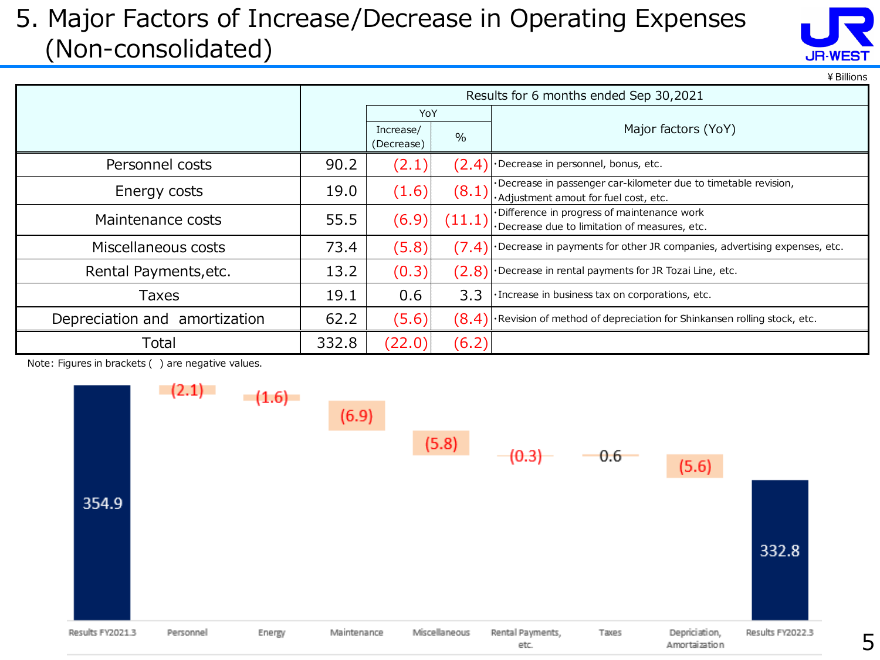# 5. Major Factors of Increase/Decrease in Operating Expenses (Non-consolidated)

¥ Billions

| | Results for 6 months ended Sep 30,2021 | | | |
|---|---|---|---|---|
| | | YoY | | Major factors (YoY) |
| | | Increase/ (Decrease) | % | |
| Personnel costs | 90.2 | (2.1) | (2.4) | ・Decrease in personnel, bonus, etc. |
| Energy costs | 19.0 | (1.6) | (8.1) | ・Decrease in passenger car-kilometer due to timetable revision, ・Adjustment amout for fuel cost, etc. |
| Maintenance costs | 55.5 | (6.9) | (11.1) | ・Difference in progress of maintenance work ・Decrease due to limitation of measures, etc. |
| Miscellaneous costs | 73.4 | (5.8) | (7.4) | ・Decrease in payments for other JR companies, advertising expenses, etc. |
| Rental Payments,etc. | 13.2 | (0.3) | (2.8) | ・Decrease in rental payments for JR Tozai Line, etc. |
| Taxes | 19.1 | 0.6 | 3.3 | ・Increase in business tax on corporations, etc. |
| Depreciation and amortization | 62.2 | (5.6) | (8.4) | ・Revision of method of depreciation for Shinkansen rolling stock, etc. |
| Total | 332.8 | (22.0) | (6.2) | |

Note: Figures in brackets ( ) are negative values.

| Results FY2021.3 | Personnel | Energy | Maintenance | Miscellaneous | Rental Payments, etc. | Taxes | Depriciation, Amortaization | Results FY2022.3 |
|---|---|---|---|---|---|---|---|---|
| 354.9 | (2.1) | (1.6) | (6.9) | (5.8) | (0.3) | 0.6 | (5.6) | 332.8 |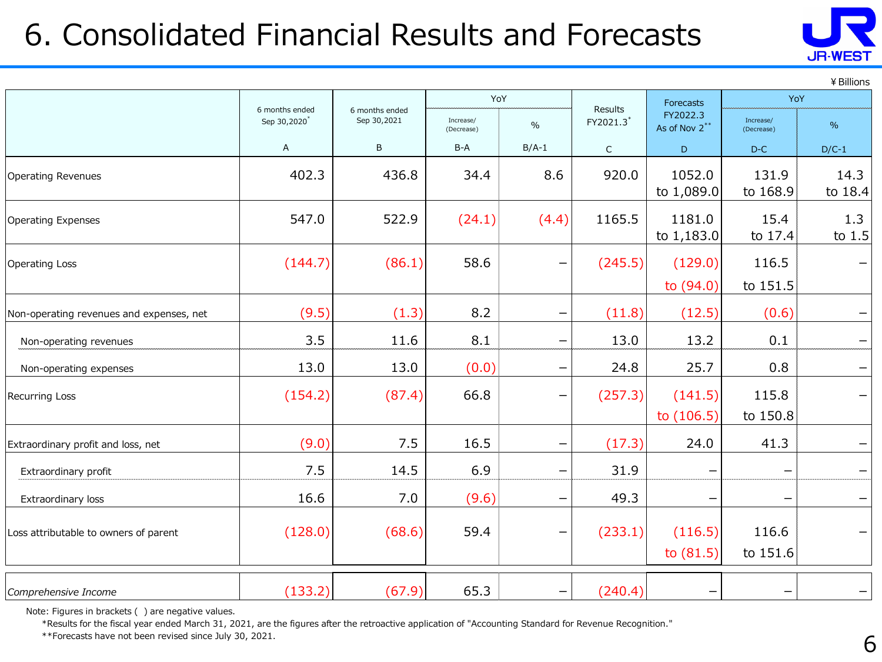# 6. Consolidated Financial Results and Forecasts

¥Billions

| | 6 months ended Sep 30,2020* | 6 months ended Sep 30,2021 | YoY | | Results FY2021.3* | Forecasts FY2022.3 As of Nov 2** | YoY | |
|---|---|---|---|---|---|---|---|---|
| | | | Increase/ (Decrease) | % | | | Increase/ (Decrease) | % |
| | A | B | B-A | B/A-1 | C | D | D-C | D/C-1 |
| Operating Revenues | 402.3 | 436.8 | 34.4 | 8.6 | 920.0 | 1052.0 to 1,089.0 | 131.9 to 168.9 | 14.3 to 18.4 |
| Operating Expenses | 547.0 | 522.9 | (24.1) | (4.4) | 1165.5 | 1181.0 to 1,183.0 | 15.4 to 17.4 | 1.3 to 1.5 |
| Operating Loss | (144.7) | (86.1) | 58.6 | – | (245.5) | (129.0) to (94.0) | 116.5 to 151.5 | – |
| Non-operating revenues and expenses, net | (9.5) | (1.3) | 8.2 | – | (11.8) | (12.5) | (0.6) | – |
| Non-operating revenues | 3.5 | 11.6 | 8.1 | – | 13.0 | 13.2 | 0.1 | – |
| Non-operating expenses | 13.0 | 13.0 | (0.0) | – | 24.8 | 25.7 | 0.8 | – |
| Recurring Loss | (154.2) | (87.4) | 66.8 | – | (257.3) | (141.5) to (106.5) | 115.8 to 150.8 | – |
| Extraordinary profit and loss, net | (9.0) | 7.5 | 16.5 | – | (17.3) | 24.0 | 41.3 | – |
| Extraordinary profit | 7.5 | 14.5 | 6.9 | – | 31.9 | – | – | – |
| Extraordinary loss | 16.6 | 7.0 | (9.6) | – | 49.3 | – | – | – |
| Loss attributable to owners of parent | (128.0) | (68.6) | 59.4 | – | (233.1) | (116.5) to (81.5) | 116.6 to 151.6 | – |
| *Comprehensive Income* | (133.2) | (67.9) | 65.3 | – | (240.4) | – | – | – |

Note: Figures in brackets ( ) are negative values.

*Results for the fiscal year ended March 31, 2021, are the figures after the retroactive application of "Accounting Standard for Revenue Recognition."

**Forecasts have not been revised since July 30, 2021.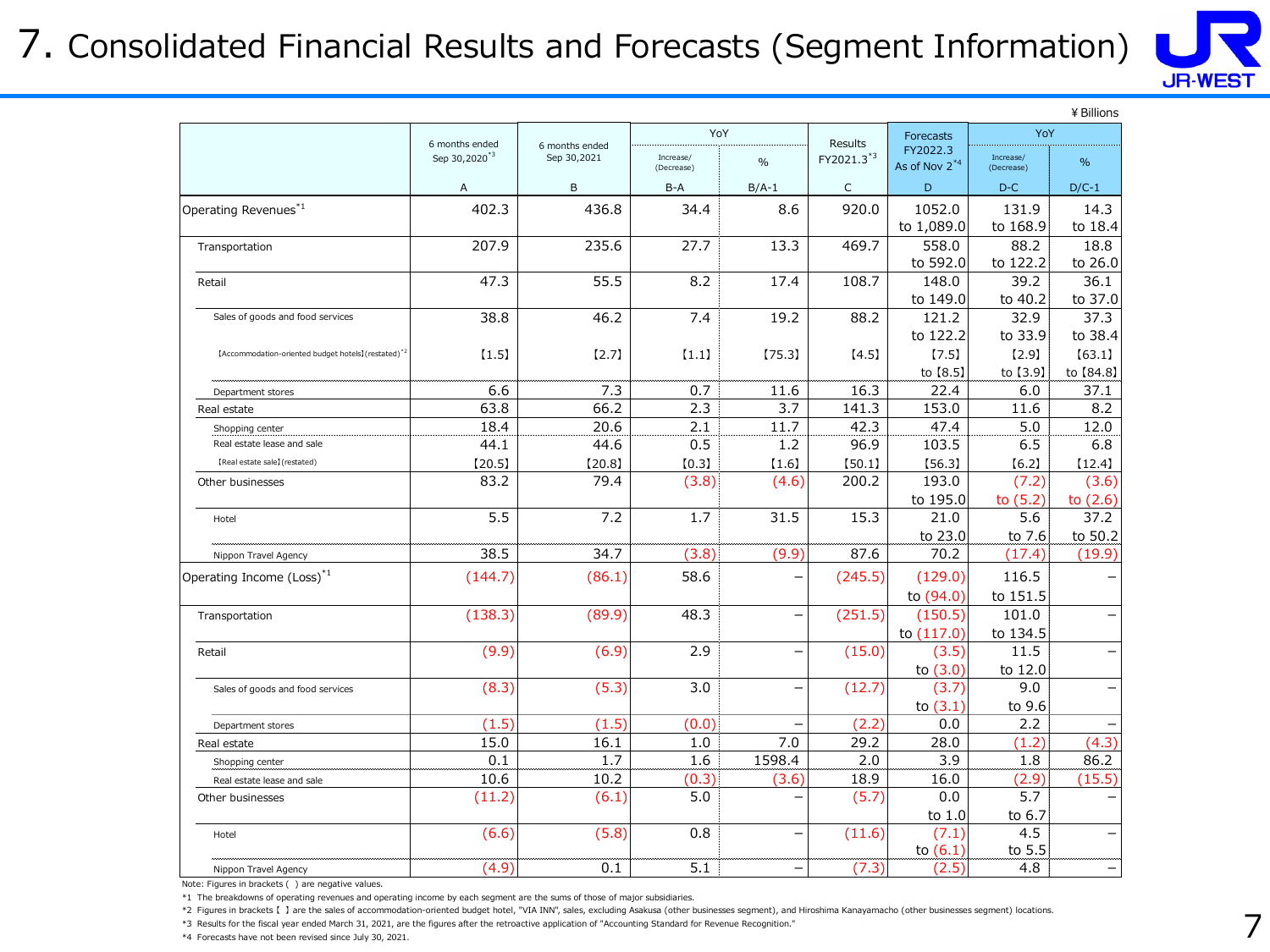# 7. Consolidated Financial Results and Forecasts (Segment Information)

¥ Billions

| | 6 months ended Sep 30,2020[*3] | 6 months ended Sep 30,2021 | YoY | | Results FY2021.3[*3] | Forecasts FY2022.3 As of Nov 2[*4] | YoY | |
|---|---|---|---|---|---|---|---|---|
| | | | Increase/ (Decrease) | % | | | Increase/ (Decrease) | % |
| | A | B | B-A | B/A-1 | C | D | D-C | D/C-1 |
| Operating Revenues[*1] | 402.3 | 436.8 | 34.4 | 8.6 | 920.0 | 1052.0 to 1,089.0 | 131.9 to 168.9 | 14.3 to 18.4 |
| Transportation | 207.9 | 235.6 | 27.7 | 13.3 | 469.7 | 558.0 to 592.0 | 88.2 to 122.2 | 18.8 to 26.0 |
| Retail | 47.3 | 55.5 | 8.2 | 17.4 | 108.7 | 148.0 to 149.0 | 39.2 to 40.2 | 36.1 to 37.0 |
| Sales of goods and food services | 38.8 | 46.2 | 7.4 | 19.2 | 88.2 | 121.2 to 122.2 | 32.9 to 33.9 | 37.3 to 38.4 |
| 【Accommodation-oriented budget hotels】(restated)[*2] | 【1.5】 | 【2.7】 | 【1.1】 | 【75.3】 | 【4.5】 | 【7.5】 to 【8.5】 | 【2.9】 to 【3.9】 | 【63.1】 to 【84.8】 |
| Department stores | 6.6 | 7.3 | 0.7 | 11.6 | 16.3 | 22.4 | 6.0 | 37.1 |
| Real estate | 63.8 | 66.2 | 2.3 | 3.7 | 141.3 | 153.0 | 11.6 | 8.2 |
| Shopping center | 18.4 | 20.6 | 2.1 | 11.7 | 42.3 | 47.4 | 5.0 | 12.0 |
| Real estate lease and sale | 44.1 | 44.6 | 0.5 | 1.2 | 96.9 | 103.5 | 6.5 | 6.8 |
| 【Real estate sale】(restated) | 【20.5】 | 【20.8】 | 【0.3】 | 【1.6】 | 【50.1】 | 【56.3】 | 【6.2】 | 【12.4】 |
| Other businesses | 83.2 | 79.4 | (3.8) | (4.6) | 200.2 | 193.0 to 195.0 | (7.2) to (5.2) | (3.6) to (2.6) |
| Hotel | 5.5 | 7.2 | 1.7 | 31.5 | 15.3 | 21.0 to 23.0 | 5.6 to 7.6 | 37.2 to 50.2 |
| Nippon Travel Agency | 38.5 | 34.7 | (3.8) | (9.9) | 87.6 | 70.2 | (17.4) | (19.9) |
| Operating Income (Loss)[*1] | (144.7) | (86.1) | 58.6 | – | (245.5) | (129.0) to (94.0) | 116.5 to 151.5 | – |
| Transportation | (138.3) | (89.9) | 48.3 | – | (251.5) | (150.5) to (117.0) | 101.0 to 134.5 | – |
| Retail | (9.9) | (6.9) | 2.9 | – | (15.0) | (3.5) to (3.0) | 11.5 to 12.0 | – |
| Sales of goods and food services | (8.3) | (5.3) | 3.0 | – | (12.7) | (3.7) to (3.1) | 9.0 to 9.6 | – |
| Department stores | (1.5) | (1.5) | (0.0) | – | (2.2) | 0.0 | 2.2 | – |
| Real estate | 15.0 | 16.1 | 1.0 | 7.0 | 29.2 | 28.0 | (1.2) | (4.3) |
| Shopping center | 0.1 | 1.7 | 1.6 | 1598.4 | 2.0 | 3.9 | 1.8 | 86.2 |
| Real estate lease and sale | 10.6 | 10.2 | (0.3) | (3.6) | 18.9 | 16.0 | (2.9) | (15.5) |
| Other businesses | (11.2) | (6.1) | 5.0 | – | (5.7) | 0.0 to 1.0 | 5.7 to 6.7 | – |
| Hotel | (6.6) | (5.8) | 0.8 | – | (11.6) | (7.1) to (6.1) | 4.5 to 5.5 | – |
| Nippon Travel Agency | (4.9) | 0.1 | 5.1 | – | (7.3) | (2.5) | 4.8 | – |

Note: Figures in brackets ( ) are negative values.

*1 The breakdowns of operating revenues and operating income by each segment are the sums of those of major subsidiaries.

*2 Figures in brackets 【 】 are the sales of accommodation-oriented budget hotel, "VIA INN", sales, excluding Asakusa (other businesses segment), and Hiroshima Kanayamacho (other businesses segment) locations.

*3 Results for the fiscal year ended March 31, 2021, are the figures after the retroactive application of "Accounting Standard for Revenue Recognition."

*4 Forecasts have not been revised since July 30, 2021.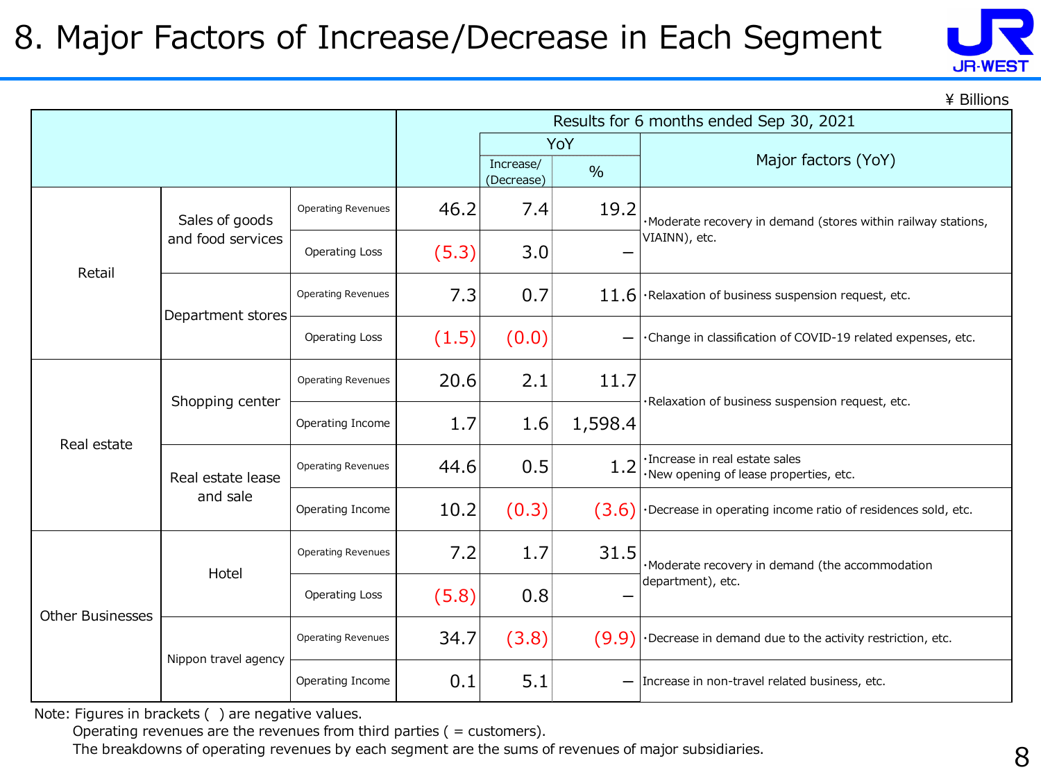# 8. Major Factors of Increase/Decrease in Each Segment

¥ Billions

| | | | Results for 6 months ended Sep 30, 2021 | | | |
|---|---|---|---|---|---|---|
| | | | | YoY | | Major factors (YoY) |
| | | | | Increase/ (Decrease) | % | |
| Retail | Sales of goods and food services | Operating Revenues | 46.2 | 7.4 | 19.2 | ･Moderate recovery in demand (stores within railway stations, VIAINN), etc. |
| | | Operating Loss | (5.3) | 3.0 | – | |
| | Department stores | Operating Revenues | 7.3 | 0.7 | 11.6 | ･Relaxation of business suspension request, etc. |
| | | Operating Loss | (1.5) | (0.0) | – | ･Change in classification of COVID-19 related expenses, etc. |
| Real estate | Shopping center | Operating Revenues | 20.6 | 2.1 | 11.7 | ･Relaxation of business suspension request, etc. |
| | | Operating Income | 1.7 | 1.6 | 1,598.4 | |
| | Real estate lease and sale | Operating Revenues | 44.6 | 0.5 | 1.2 | ･Increase in real estate sales ･New opening of lease properties, etc. |
| | | Operating Income | 10.2 | (0.3) | (3.6) | ･Decrease in operating income ratio of residences sold, etc. |
| Other Businesses | Hotel | Operating Revenues | 7.2 | 1.7 | 31.5 | ･Moderate recovery in demand (the accommodation department), etc. |
| | | Operating Loss | (5.8) | 0.8 | – | |
| | Nippon travel agency | Operating Revenues | 34.7 | (3.8) | (9.9) | ･Decrease in demand due to the activity restriction, etc. |
| | | Operating Income | 0.1 | 5.1 | – | Increase in non-travel related business, etc. |

Note: Figures in brackets ( ) are negative values.
Operating revenues are the revenues from third parties ( = customers).
The breakdowns of operating revenues by each segment are the sums of revenues of major subsidiaries.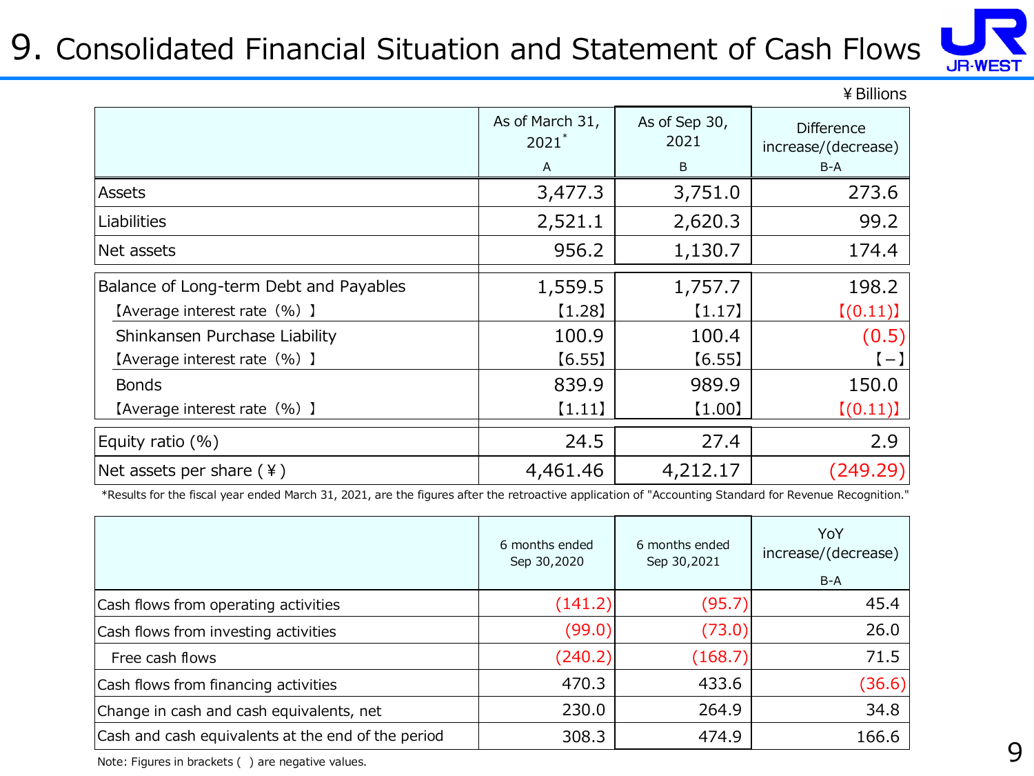# 9. Consolidated Financial Situation and Statement of Cash Flows

¥ Billions

| | As of March 31, 2021* A | As of Sep 30, 2021 B | Difference increase/(decrease) B-A |
|---|---|---|---|
| Assets | 3,477.3 | 3,751.0 | 273.6 |
| Liabilities | 2,521.1 | 2,620.3 | 99.2 |
| Net assets | 956.2 | 1,130.7 | 174.4 |
| Balance of Long-term Debt and Payables | 1,559.5 | 1,757.7 | 198.2 |
| 【Average interest rate（%）】 | 【1.28】 | 【1.17】 | 【(0.11)】 |
| Shinkansen Purchase Liability | 100.9 | 100.4 | (0.5) |
| 【Average interest rate（%）】 | 【6.55】 | 【6.55】 | 【−】 |
| Bonds | 839.9 | 989.9 | 150.0 |
| 【Average interest rate（%）】 | 【1.11】 | 【1.00】 | 【(0.11)】 |
| Equity ratio (%) | 24.5 | 27.4 | 2.9 |
| Net assets per share (¥) | 4,461.46 | 4,212.17 | (249.29) |

*Results for the fiscal year ended March 31, 2021, are the figures after the retroactive application of "Accounting Standard for Revenue Recognition."

| | 6 months ended Sep 30,2020 | 6 months ended Sep 30,2021 | YoY increase/(decrease) B-A |
|---|---|---|---|
| Cash flows from operating activities | (141.2) | (95.7) | 45.4 |
| Cash flows from investing activities | (99.0) | (73.0) | 26.0 |
| Free cash flows | (240.2) | (168.7) | 71.5 |
| Cash flows from financing activities | 470.3 | 433.6 | (36.6) |
| Change in cash and cash equivalents, net | 230.0 | 264.9 | 34.8 |
| Cash and cash equivalents at the end of the period | 308.3 | 474.9 | 166.6 |

Note: Figures in brackets ( ) are negative values.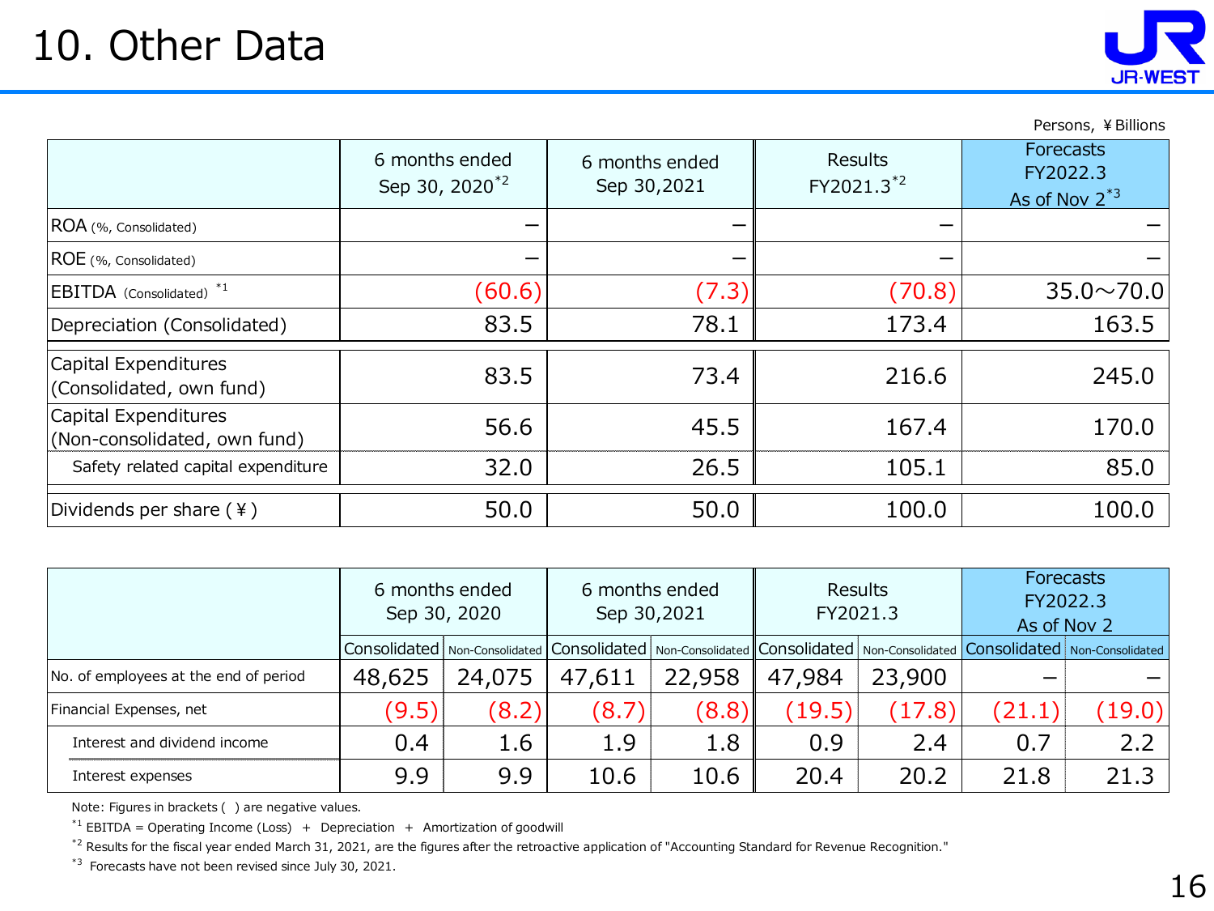# 10. Other Data

Persons, ¥Billions

| | 6 months ended Sep 30, 2020[*2] | 6 months ended Sep 30,2021 | Results FY2021.3[*2] | Forecasts FY2022.3 As of Nov 2[*3] |
|---|---|---|---|---|
| ROA (%, Consolidated) | – | – | – | – |
| ROE (%, Consolidated) | – | – | – | – |
| EBITDA (Consolidated) [*1] | (60.6) | (7.3) | (70.8) | 35.0～70.0 |
| Depreciation (Consolidated) | 83.5 | 78.1 | 173.4 | 163.5 |
| Capital Expenditures (Consolidated, own fund) | 83.5 | 73.4 | 216.6 | 245.0 |
| Capital Expenditures (Non-consolidated, own fund) | 56.6 | 45.5 | 167.4 | 170.0 |
| Safety related capital expenditure | 32.0 | 26.5 | 105.1 | 85.0 |
| Dividends per share (¥) | 50.0 | 50.0 | 100.0 | 100.0 |

| | 6 months ended Sep 30, 2020 | | 6 months ended Sep 30,2021 | | Results FY2021.3 | | Forecasts FY2022.3 As of Nov 2 | |
|---|---|---|---|---|---|---|---|---|
| | Consolidated | Non-Consolidated | Consolidated | Non-Consolidated | Consolidated | Non-Consolidated | Consolidated | Non-Consolidated |
| No. of employees at the end of period | 48,625 | 24,075 | 47,611 | 22,958 | 47,984 | 23,900 | – | – |
| Financial Expenses, net | (9.5) | (8.2) | (8.7) | (8.8) | (19.5) | (17.8) | (21.1) | (19.0) |
| Interest and dividend income | 0.4 | 1.6 | 1.9 | 1.8 | 0.9 | 2.4 | 0.7 | 2.2 |
| Interest expenses | 9.9 | 9.9 | 10.6 | 10.6 | 20.4 | 20.2 | 21.8 | 21.3 |

Note: Figures in brackets ( ) are negative values.

[*1] EBITDA = Operating Income (Loss) ＋ Depreciation ＋ Amortization of goodwill

[*2] Results for the fiscal year ended March 31, 2021, are the figures after the retroactive application of "Accounting Standard for Revenue Recognition."

[*3] Forecasts have not been revised since July 30, 2021.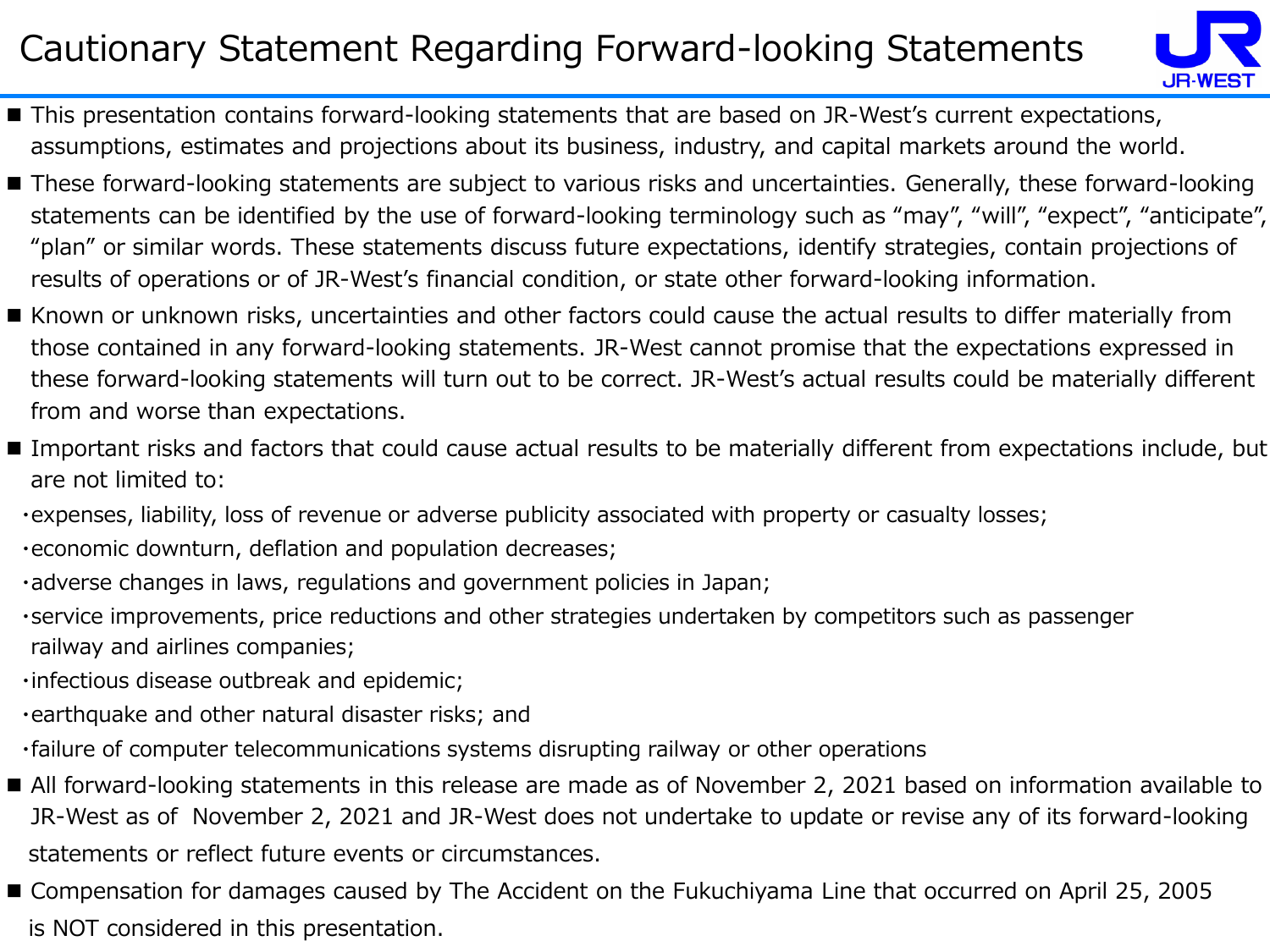# Cautionary Statement Regarding Forward-looking Statements

- This presentation contains forward-looking statements that are based on JR-West's current expectations, assumptions, estimates and projections about its business, industry, and capital markets around the world.
- These forward-looking statements are subject to various risks and uncertainties. Generally, these forward-looking statements can be identified by the use of forward-looking terminology such as "may", "will", "expect", "anticipate", "plan" or similar words. These statements discuss future expectations, identify strategies, contain projections of results of operations or of JR-West's financial condition, or state other forward-looking information.
- Known or unknown risks, uncertainties and other factors could cause the actual results to differ materially from those contained in any forward-looking statements. JR-West cannot promise that the expectations expressed in these forward-looking statements will turn out to be correct. JR-West's actual results could be materially different from and worse than expectations.
- Important risks and factors that could cause actual results to be materially different from expectations include, but are not limited to:
  - expenses, liability, loss of revenue or adverse publicity associated with property or casualty losses;
  - economic downturn, deflation and population decreases;
  - adverse changes in laws, regulations and government policies in Japan;
  - service improvements, price reductions and other strategies undertaken by competitors such as passenger railway and airlines companies;
  - infectious disease outbreak and epidemic;
  - earthquake and other natural disaster risks; and
  - failure of computer telecommunications systems disrupting railway or other operations
- All forward-looking statements in this release are made as of November 2, 2021 based on information available to JR-West as of November 2, 2021 and JR-West does not undertake to update or revise any of its forward-looking statements or reflect future events or circumstances.
- Compensation for damages caused by The Accident on the Fukuchiyama Line that occurred on April 25, 2005 is NOT considered in this presentation.